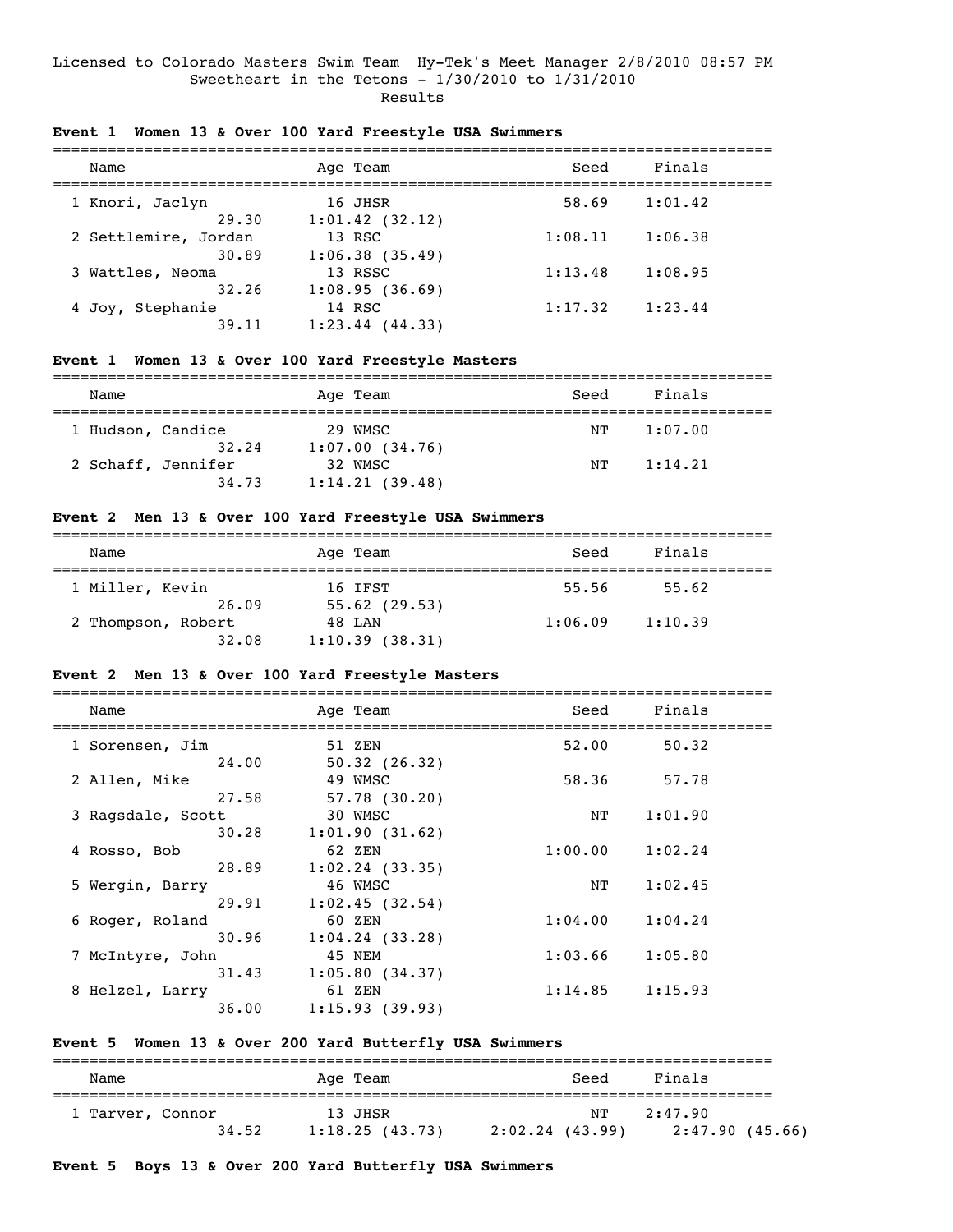Licensed to Colorado Masters Swim Team Hy-Tek's Meet Manager 2/8/2010 08:57 PM

Sweetheart in the Tetons - 1/30/2010 to 1/31/2010

Results

### Event 1 Women 13 & Over 100 Yard Freestyle USA Swimmers

| Name | Age | Team | Seed | Finals |
|---|---|---|---|---|
| 1 Knori, Jaclyn | 16 | JHSR | 58.69 | 1:01.42 |
| 29.30 | 1:01.42 (32.12) | | | |
| 2 Settlemire, Jordan | 13 | RSC | 1:08.11 | 1:06.38 |
| 30.89 | 1:06.38 (35.49) | | | |
| 3 Wattles, Neoma | 13 | RSSC | 1:13.48 | 1:08.95 |
| 32.26 | 1:08.95 (36.69) | | | |
| 4 Joy, Stephanie | 14 | RSC | 1:17.32 | 1:23.44 |
| 39.11 | 1:23.44 (44.33) | | | |

### Event 1 Women 13 & Over 100 Yard Freestyle Masters

| Name | Age | Team | Seed | Finals |
|---|---|---|---|---|
| 1 Hudson, Candice | 29 | WMSC | NT | 1:07.00 |
| 32.24 | 1:07.00 (34.76) | | | |
| 2 Schaff, Jennifer | 32 | WMSC | NT | 1:14.21 |
| 34.73 | 1:14.21 (39.48) | | | |

### Event 2 Men 13 & Over 100 Yard Freestyle USA Swimmers

| Name | Age | Team | Seed | Finals |
|---|---|---|---|---|
| 1 Miller, Kevin | 16 | IFST | 55.56 | 55.62 |
| 26.09 | 55.62 (29.53) | | | |
| 2 Thompson, Robert | 48 | LAN | 1:06.09 | 1:10.39 |
| 32.08 | 1:10.39 (38.31) | | | |

### Event 2 Men 13 & Over 100 Yard Freestyle Masters

| Name | Age | Team | Seed | Finals |
|---|---|---|---|---|
| 1 Sorensen, Jim | 51 | ZEN | 52.00 | 50.32 |
| 24.00 | 50.32 (26.32) | | | |
| 2 Allen, Mike | 49 | WMSC | 58.36 | 57.78 |
| 27.58 | 57.78 (30.20) | | | |
| 3 Ragsdale, Scott | 30 | WMSC | NT | 1:01.90 |
| 30.28 | 1:01.90 (31.62) | | | |
| 4 Rosso, Bob | 62 | ZEN | 1:00.00 | 1:02.24 |
| 28.89 | 1:02.24 (33.35) | | | |
| 5 Wergin, Barry | 46 | WMSC | NT | 1:02.45 |
| 29.91 | 1:02.45 (32.54) | | | |
| 6 Roger, Roland | 60 | ZEN | 1:04.00 | 1:04.24 |
| 30.96 | 1:04.24 (33.28) | | | |
| 7 McIntyre, John | 45 | NEM | 1:03.66 | 1:05.80 |
| 31.43 | 1:05.80 (34.37) | | | |
| 8 Helzel, Larry | 61 | ZEN | 1:14.85 | 1:15.93 |
| 36.00 | 1:15.93 (39.93) | | | |

### Event 5 Women 13 & Over 200 Yard Butterfly USA Swimmers

| Name | Age | Team | Seed | Finals |
|---|---|---|---|---|
| 1 Tarver, Connor | 13 | JHSR | NT | 2:47.90 |
| 34.52 | 1:18.25 (43.73) | 2:02.24 (43.99) | 2:47.90 (45.66) | |

### Event 5 Boys 13 & Over 200 Yard Butterfly USA Swimmers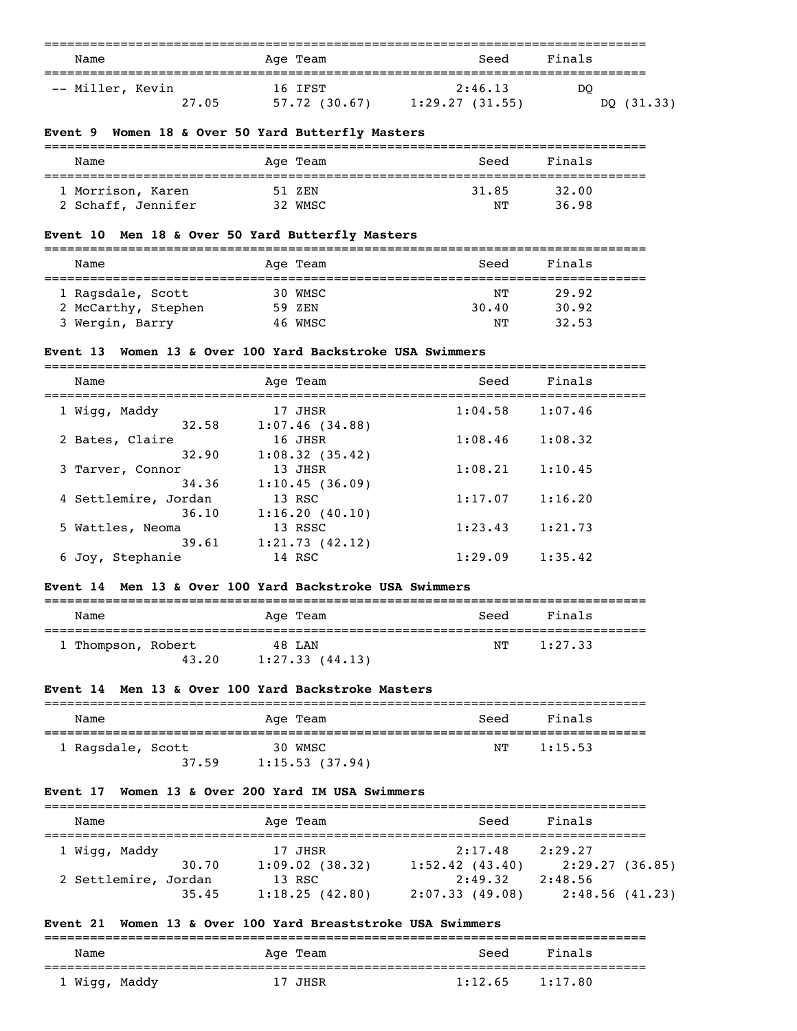| Name | Age | Team | Seed | Finals |
|---|---|---|---|---|
| -- Miller, Kevin | 16 | IFST | 2:46.13 | DQ |
| 27.05 | | 57.72 (30.67) | 1:29.27 (31.55) | DQ (31.33) |

**Event 9 Women 18 & Over 50 Yard Butterfly Masters**

| Name | Age | Team | Seed | Finals |
|---|---|---|---|---|
| 1 Morrison, Karen | 51 | ZEN | 31.85 | 32.00 |
| 2 Schaff, Jennifer | 32 | WMSC | NT | 36.98 |

**Event 10 Men 18 & Over 50 Yard Butterfly Masters**

| Name | Age | Team | Seed | Finals |
|---|---|---|---|---|
| 1 Ragsdale, Scott | 30 | WMSC | NT | 29.92 |
| 2 McCarthy, Stephen | 59 | ZEN | 30.40 | 30.92 |
| 3 Wergin, Barry | 46 | WMSC | NT | 32.53 |

**Event 13 Women 13 & Over 100 Yard Backstroke USA Swimmers**

| Name | Age | Team | Seed | Finals |
|---|---|---|---|---|
| 1 Wigg, Maddy | 17 | JHSR | 1:04.58 | 1:07.46 |
| 32.58 | | 1:07.46 (34.88) | | |
| 2 Bates, Claire | 16 | JHSR | 1:08.46 | 1:08.32 |
| 32.90 | | 1:08.32 (35.42) | | |
| 3 Tarver, Connor | 13 | JHSR | 1:08.21 | 1:10.45 |
| 34.36 | | 1:10.45 (36.09) | | |
| 4 Settlemire, Jordan | 13 | RSC | 1:17.07 | 1:16.20 |
| 36.10 | | 1:16.20 (40.10) | | |
| 5 Wattles, Neoma | 13 | RSSC | 1:23.43 | 1:21.73 |
| 39.61 | | 1:21.73 (42.12) | | |
| 6 Joy, Stephanie | 14 | RSC | 1:29.09 | 1:35.42 |

**Event 14 Men 13 & Over 100 Yard Backstroke USA Swimmers**

| Name | Age | Team | Seed | Finals |
|---|---|---|---|---|
| 1 Thompson, Robert | 48 | LAN | NT | 1:27.33 |
| 43.20 | | 1:27.33 (44.13) | | |

**Event 14 Men 13 & Over 100 Yard Backstroke Masters**

| Name | Age | Team | Seed | Finals |
|---|---|---|---|---|
| 1 Ragsdale, Scott | 30 | WMSC | NT | 1:15.53 |
| 37.59 | | 1:15.53 (37.94) | | |

**Event 17 Women 13 & Over 200 Yard IM USA Swimmers**

| Name | Age | Team | Seed | Finals |
|---|---|---|---|---|
| 1 Wigg, Maddy | 17 | JHSR | 2:17.48 | 2:29.27 |
| 30.70 | | 1:09.02 (38.32) | 1:52.42 (43.40) | 2:29.27 (36.85) |
| 2 Settlemire, Jordan | 13 | RSC | 2:49.32 | 2:48.56 |
| 35.45 | | 1:18.25 (42.80) | 2:07.33 (49.08) | 2:48.56 (41.23) |

**Event 21 Women 13 & Over 100 Yard Breaststroke USA Swimmers**

| Name | Age | Team | Seed | Finals |
|---|---|---|---|---|
| 1 Wigg, Maddy | 17 | JHSR | 1:12.65 | 1:17.80 |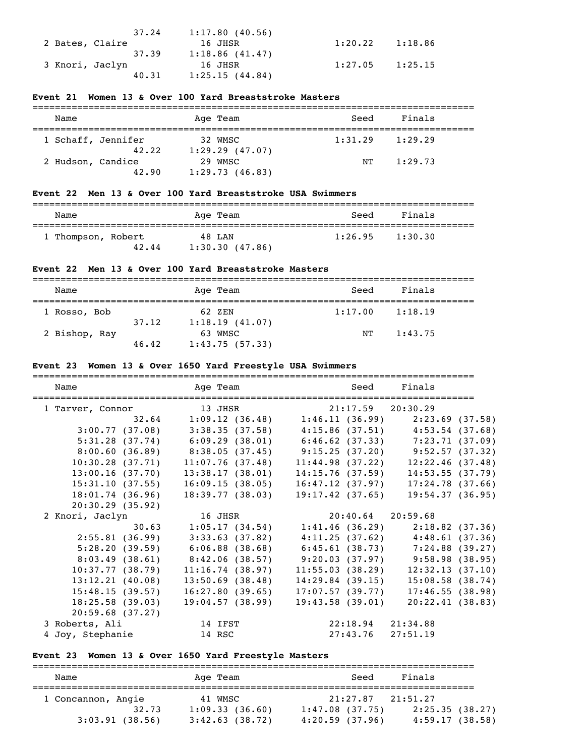```
                37.24     1:17.80 (40.56)
  2 Bates, Claire           16 JHSR                     1:20.22     1:18.86
                37.39     1:18.86 (41.47)
  3 Knori, Jaclyn           16 JHSR                     1:27.05     1:25.15
                40.31     1:25.15 (44.84)
```

### Event 21  Women 13 & Over 100 Yard Breaststroke Masters

```
===============================================================================
    Name                    Age Team                      Seed     Finals
===============================================================================
  1 Schaff, Jennifer         32 WMSC                    1:31.29     1:29.29
                42.22     1:29.29 (47.07)
  2 Hudson, Candice          29 WMSC                         NT     1:29.73
                42.90     1:29.73 (46.83)
```

### Event 22  Men 13 & Over 100 Yard Breaststroke USA Swimmers

```
===============================================================================
    Name                    Age Team                      Seed     Finals
===============================================================================
  1 Thompson, Robert         48 LAN                     1:26.95     1:30.30
                42.44     1:30.30 (47.86)
```

### Event 22  Men 13 & Over 100 Yard Breaststroke Masters

```
===============================================================================
    Name                    Age Team                      Seed     Finals
===============================================================================
  1 Rosso, Bob               62 ZEN                     1:17.00     1:18.19
                37.12     1:18.19 (41.07)
  2 Bishop, Ray              63 WMSC                         NT     1:43.75
                46.42     1:43.75 (57.33)
```

### Event 23  Women 13 & Over 1650 Yard Freestyle USA Swimmers

```
===============================================================================
    Name                    Age Team                      Seed     Finals
===============================================================================
  1 Tarver, Connor           13 JHSR                   21:17.59   20:30.29
                32.64     1:09.12 (36.48)     1:46.11 (36.99)     2:23.69 (37.58)
          3:00.77 (37.08)     3:38.35 (37.58)     4:15.86 (37.51)     4:53.54 (37.68)
          5:31.28 (37.74)     6:09.29 (38.01)     6:46.62 (37.33)     7:23.71 (37.09)
          8:00.60 (36.89)     8:38.05 (37.45)     9:15.25 (37.20)     9:52.57 (37.32)
         10:30.28 (37.71)    11:07.76 (37.48)    11:44.98 (37.22)    12:22.46 (37.48)
         13:00.16 (37.70)    13:38.17 (38.01)    14:15.76 (37.59)    14:53.55 (37.79)
         15:31.10 (37.55)    16:09.15 (38.05)    16:47.12 (37.97)    17:24.78 (37.66)
         18:01.74 (36.96)    18:39.77 (38.03)    19:17.42 (37.65)    19:54.37 (36.95)
         20:30.29 (35.92)
  2 Knori, Jaclyn            16 JHSR                   20:40.64   20:59.68
                30.63     1:05.17 (34.54)     1:41.46 (36.29)     2:18.82 (37.36)
          2:55.81 (36.99)     3:33.63 (37.82)     4:11.25 (37.62)     4:48.61 (37.36)
          5:28.20 (39.59)     6:06.88 (38.68)     6:45.61 (38.73)     7:24.88 (39.27)
          8:03.49 (38.61)     8:42.06 (38.57)     9:20.03 (37.97)     9:58.98 (38.95)
         10:37.77 (38.79)    11:16.74 (38.97)    11:55.03 (38.29)    12:32.13 (37.10)
         13:12.21 (40.08)    13:50.69 (38.48)    14:29.84 (39.15)    15:08.58 (38.74)
         15:48.15 (39.57)    16:27.80 (39.65)    17:07.57 (39.77)    17:46.55 (38.98)
         18:25.58 (39.03)    19:04.57 (38.99)    19:43.58 (39.01)    20:22.41 (38.83)
         20:59.68 (37.27)
  3 Roberts, Ali             14 IFST                   22:18.94   21:34.88
  4 Joy, Stephanie           14 RSC                    27:43.76   27:51.19
```

### Event 23  Women 13 & Over 1650 Yard Freestyle Masters

```
===============================================================================
    Name                    Age Team                      Seed     Finals
===============================================================================
  1 Concannon, Angie         41 WMSC                   21:27.87   21:51.27
                32.73     1:09.33 (36.60)     1:47.08 (37.75)     2:25.35 (38.27)
          3:03.91 (38.56)     3:42.63 (38.72)     4:20.59 (37.96)     4:59.17 (38.58)
```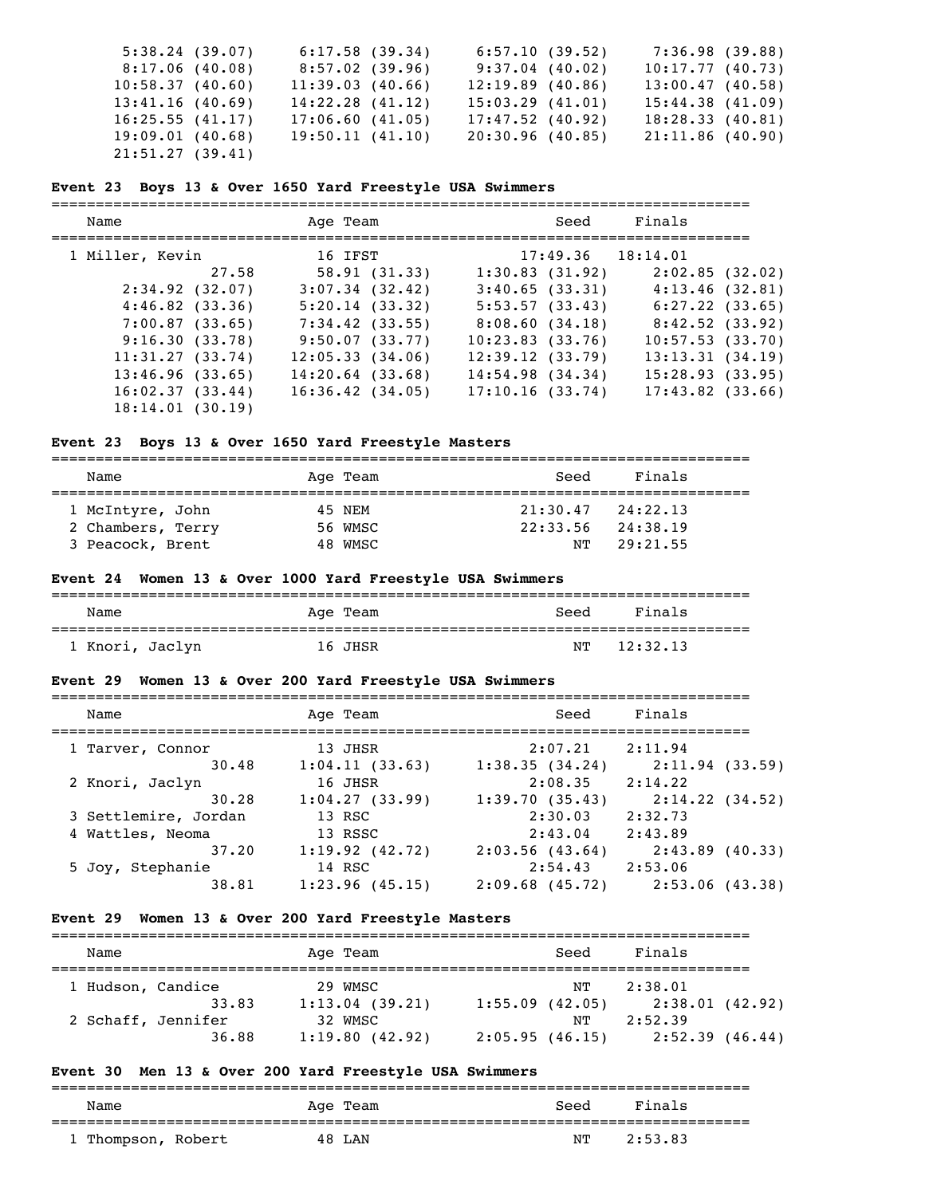```
5:38.24 (39.07)    6:17.58 (39.34)    6:57.10 (39.52)    7:36.98 (39.88)
8:17.06 (40.08)    8:57.02 (39.96)    9:37.04 (40.02)   10:17.77 (40.73)
10:58.37 (40.60)   11:39.03 (40.66)   12:19.89 (40.86)   13:00.47 (40.58)
13:41.16 (40.69)   14:22.28 (41.12)   15:03.29 (41.01)   15:44.38 (41.09)
16:25.55 (41.17)   17:06.60 (41.05)   17:47.52 (40.92)   18:28.33 (40.81)
19:09.01 (40.68)   19:50.11 (41.10)   20:30.96 (40.85)   21:11.86 (40.90)
21:51.27 (39.41)
```

**Event 23 Boys 13 & Over 1650 Yard Freestyle USA Swimmers**

| Name | Age | Team | Seed | Finals |
|---|---|---|---|---|
| 1 Miller, Kevin | 16 | IFST | 17:49.36 | 18:14.01 |

```
27.58       58.91 (31.33)    1:30.83 (31.92)    2:02.85 (32.02)
2:34.92 (32.07)    3:07.34 (32.42)    3:40.65 (33.31)    4:13.46 (32.81)
4:46.82 (33.36)    5:20.14 (33.32)    5:53.57 (33.43)    6:27.22 (33.65)
7:00.87 (33.65)    7:34.42 (33.55)    8:08.60 (34.18)    8:42.52 (33.92)
9:16.30 (33.78)    9:50.07 (33.77)   10:23.83 (33.76)   10:57.53 (33.70)
11:31.27 (33.74)   12:05.33 (34.06)   12:39.12 (33.79)   13:13.31 (34.19)
13:46.96 (33.65)   14:20.64 (33.68)   14:54.98 (34.34)   15:28.93 (33.95)
16:02.37 (33.44)   16:36.42 (34.05)   17:10.16 (33.74)   17:43.82 (33.66)
18:14.01 (30.19)
```

**Event 23 Boys 13 & Over 1650 Yard Freestyle Masters**

| Name | Age | Team | Seed | Finals |
|---|---|---|---|---|
| 1 McIntyre, John | 45 | NEM | 21:30.47 | 24:22.13 |
| 2 Chambers, Terry | 56 | WMSC | 22:33.56 | 24:38.19 |
| 3 Peacock, Brent | 48 | WMSC | NT | 29:21.55 |

**Event 24 Women 13 & Over 1000 Yard Freestyle USA Swimmers**

| Name | Age | Team | Seed | Finals |
|---|---|---|---|---|
| 1 Knori, Jaclyn | 16 | JHSR | NT | 12:32.13 |

**Event 29 Women 13 & Over 200 Yard Freestyle USA Swimmers**

| Name | Age | Team | Seed | Finals |
|---|---|---|---|---|
| 1 Tarver, Connor | 13 | JHSR | 2:07.21 | 2:11.94 |
| 30.48 | 1:04.11 (33.63) | 1:38.35 (34.24) | 2:11.94 (33.59) | |
| 2 Knori, Jaclyn | 16 | JHSR | 2:08.35 | 2:14.22 |
| 30.28 | 1:04.27 (33.99) | 1:39.70 (35.43) | 2:14.22 (34.52) | |
| 3 Settlemire, Jordan | 13 | RSC | 2:30.03 | 2:32.73 |
| 4 Wattles, Neoma | 13 | RSSC | 2:43.04 | 2:43.89 |
| 37.20 | 1:19.92 (42.72) | 2:03.56 (43.64) | 2:43.89 (40.33) | |
| 5 Joy, Stephanie | 14 | RSC | 2:54.43 | 2:53.06 |
| 38.81 | 1:23.96 (45.15) | 2:09.68 (45.72) | 2:53.06 (43.38) | |

**Event 29 Women 13 & Over 200 Yard Freestyle Masters**

| Name | Age | Team | Seed | Finals |
|---|---|---|---|---|
| 1 Hudson, Candice | 29 | WMSC | NT | 2:38.01 |
| 33.83 | 1:13.04 (39.21) | 1:55.09 (42.05) | 2:38.01 (42.92) | |
| 2 Schaff, Jennifer | 32 | WMSC | NT | 2:52.39 |
| 36.88 | 1:19.80 (42.92) | 2:05.95 (46.15) | 2:52.39 (46.44) | |

**Event 30 Men 13 & Over 200 Yard Freestyle USA Swimmers**

| Name | Age | Team | Seed | Finals |
|---|---|---|---|---|
| 1 Thompson, Robert | 48 | LAN | NT | 2:53.83 |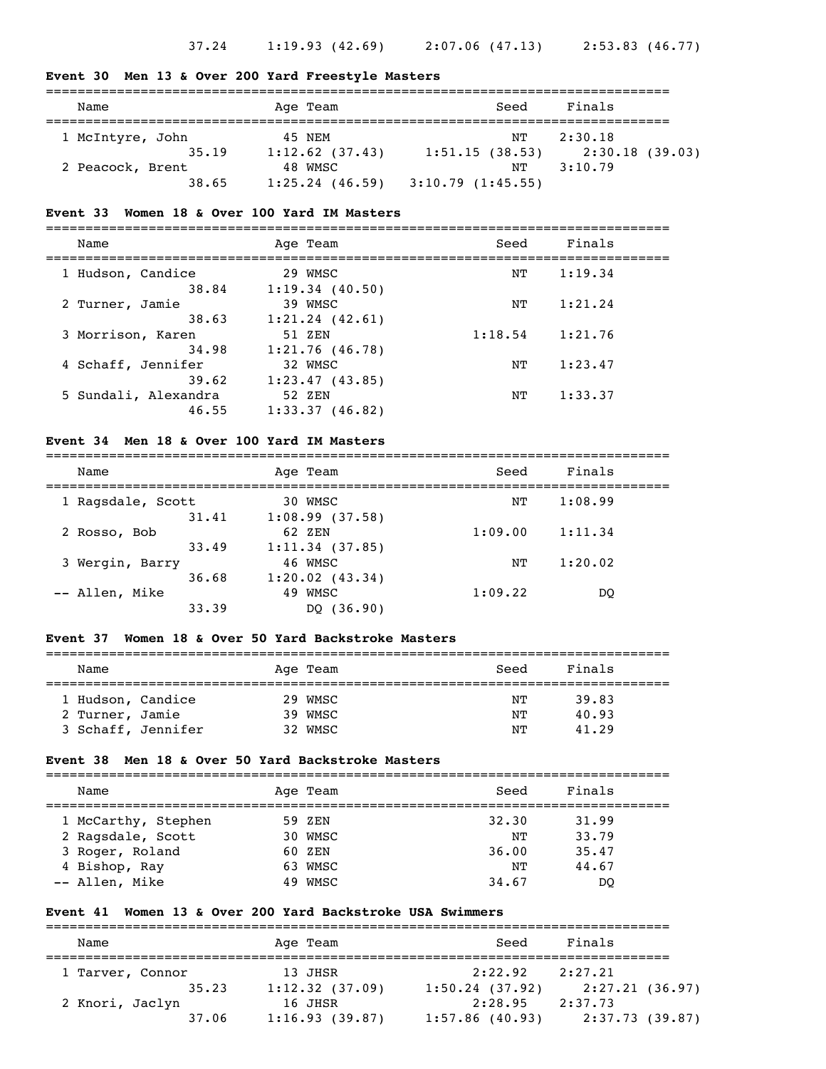37.24 1:19.93 (42.69) 2:07.06 (47.13) 2:53.83 (46.77)

**Event 30 Men 13 & Over 200 Yard Freestyle Masters**

| Name | Age | Team | Seed | Finals |
|---|---|---|---|---|
| 1 McIntyre, John | 45 | NEM | NT | 2:30.18 |
| 35.19 | 1:12.62 (37.43) | 1:51.15 (38.53) | 2:30.18 (39.03) | |
| 2 Peacock, Brent | 48 | WMSC | NT | 3:10.79 |
| 38.65 | 1:25.24 (46.59) | 3:10.79 (1:45.55) | | |

**Event 33 Women 18 & Over 100 Yard IM Masters**

| Name | Age | Team | Seed | Finals |
|---|---|---|---|---|
| 1 Hudson, Candice | 29 | WMSC | NT | 1:19.34 |
| 38.84 | 1:19.34 (40.50) | | | |
| 2 Turner, Jamie | 39 | WMSC | NT | 1:21.24 |
| 38.63 | 1:21.24 (42.61) | | | |
| 3 Morrison, Karen | 51 | ZEN | 1:18.54 | 1:21.76 |
| 34.98 | 1:21.76 (46.78) | | | |
| 4 Schaff, Jennifer | 32 | WMSC | NT | 1:23.47 |
| 39.62 | 1:23.47 (43.85) | | | |
| 5 Sundali, Alexandra | 52 | ZEN | NT | 1:33.37 |
| 46.55 | 1:33.37 (46.82) | | | |

**Event 34 Men 18 & Over 100 Yard IM Masters**

| Name | Age | Team | Seed | Finals |
|---|---|---|---|---|
| 1 Ragsdale, Scott | 30 | WMSC | NT | 1:08.99 |
| 31.41 | 1:08.99 (37.58) | | | |
| 2 Rosso, Bob | 62 | ZEN | 1:09.00 | 1:11.34 |
| 33.49 | 1:11.34 (37.85) | | | |
| 3 Wergin, Barry | 46 | WMSC | NT | 1:20.02 |
| 36.68 | 1:20.02 (43.34) | | | |
| -- Allen, Mike | 49 | WMSC | 1:09.22 | DQ |
| 33.39 | DQ (36.90) | | | |

**Event 37 Women 18 & Over 50 Yard Backstroke Masters**

| Name | Age | Team | Seed | Finals |
|---|---|---|---|---|
| 1 Hudson, Candice | 29 | WMSC | NT | 39.83 |
| 2 Turner, Jamie | 39 | WMSC | NT | 40.93 |
| 3 Schaff, Jennifer | 32 | WMSC | NT | 41.29 |

**Event 38 Men 18 & Over 50 Yard Backstroke Masters**

| Name | Age | Team | Seed | Finals |
|---|---|---|---|---|
| 1 McCarthy, Stephen | 59 | ZEN | 32.30 | 31.99 |
| 2 Ragsdale, Scott | 30 | WMSC | NT | 33.79 |
| 3 Roger, Roland | 60 | ZEN | 36.00 | 35.47 |
| 4 Bishop, Ray | 63 | WMSC | NT | 44.67 |
| -- Allen, Mike | 49 | WMSC | 34.67 | DQ |

**Event 41 Women 13 & Over 200 Yard Backstroke USA Swimmers**

| Name | Age | Team | Seed | Finals |
|---|---|---|---|---|
| 1 Tarver, Connor | 13 | JHSR | 2:22.92 | 2:27.21 |
| 35.23 | 1:12.32 (37.09) | 1:50.24 (37.92) | 2:27.21 (36.97) | |
| 2 Knori, Jaclyn | 16 | JHSR | 2:28.95 | 2:37.73 |
| 37.06 | 1:16.93 (39.87) | 1:57.86 (40.93) | 2:37.73 (39.87) | |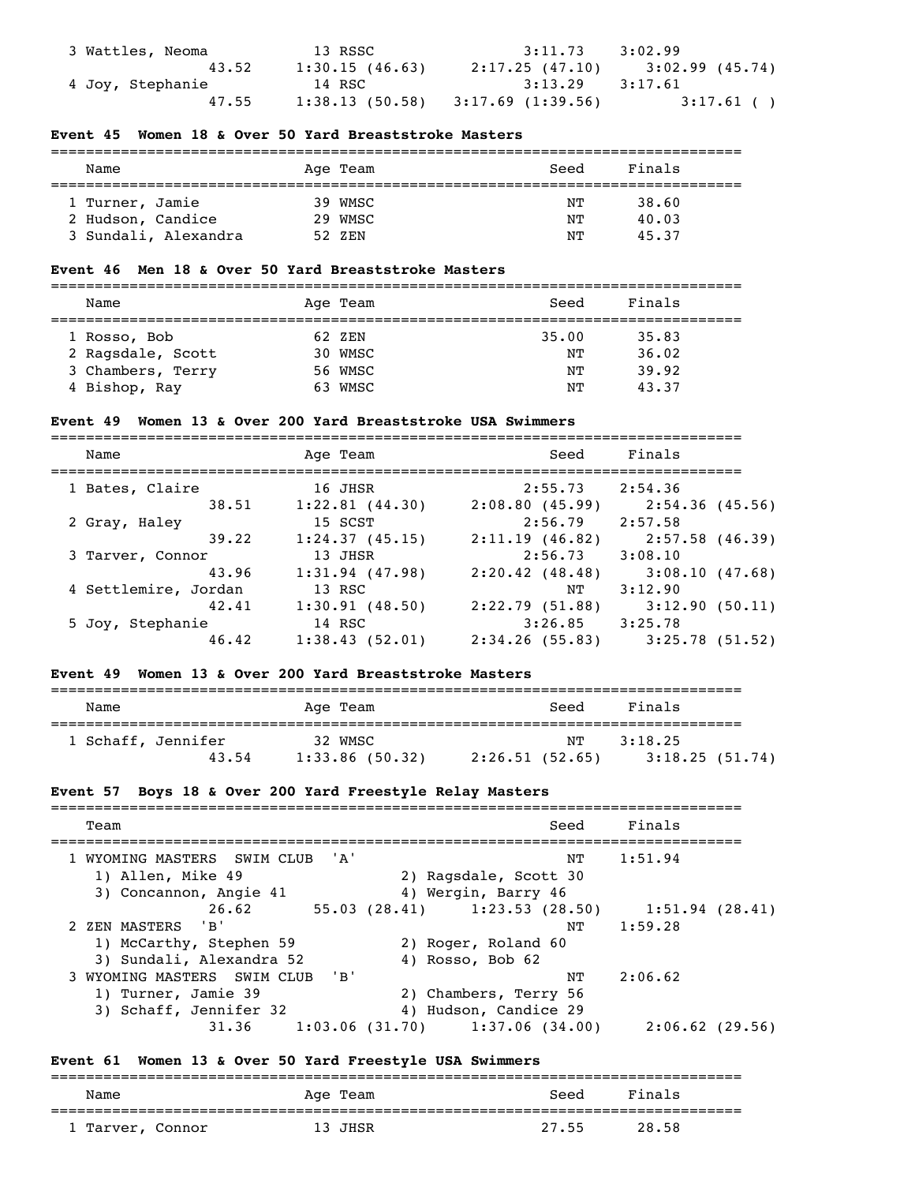| | Name | Age | Team | Seed | Finals |
|---|---|---|---|---|---|
| 3 | Wattles, Neoma | 13 | RSSC | 3:11.73 | 3:02.99 |
| | 43.52 | 1:30.15 (46.63) | 2:17.25 (47.10) | 3:02.99 (45.74) | |
| 4 | Joy, Stephanie | 14 | RSC | 3:13.29 | 3:17.61 |
| | 47.55 | 1:38.13 (50.58) | 3:17.69 (1:39.56) | 3:17.61 ( ) | |

### Event 45 Women 18 & Over 50 Yard Breaststroke Masters

| | Name | Age | Team | Seed | Finals |
|---|---|---|---|---|---|
| 1 | Turner, Jamie | 39 | WMSC | NT | 38.60 |
| 2 | Hudson, Candice | 29 | WMSC | NT | 40.03 |
| 3 | Sundali, Alexandra | 52 | ZEN | NT | 45.37 |

### Event 46 Men 18 & Over 50 Yard Breaststroke Masters

| | Name | Age | Team | Seed | Finals |
|---|---|---|---|---|---|
| 1 | Rosso, Bob | 62 | ZEN | 35.00 | 35.83 |
| 2 | Ragsdale, Scott | 30 | WMSC | NT | 36.02 |
| 3 | Chambers, Terry | 56 | WMSC | NT | 39.92 |
| 4 | Bishop, Ray | 63 | WMSC | NT | 43.37 |

### Event 49 Women 13 & Over 200 Yard Breaststroke USA Swimmers

| | Name | Age | Team | Seed | Finals |
|---|---|---|---|---|---|
| 1 | Bates, Claire | 16 | JHSR | 2:55.73 | 2:54.36 |
| | 38.51 | 1:22.81 (44.30) | 2:08.80 (45.99) | 2:54.36 (45.56) | |
| 2 | Gray, Haley | 15 | SCST | 2:56.79 | 2:57.58 |
| | 39.22 | 1:24.37 (45.15) | 2:11.19 (46.82) | 2:57.58 (46.39) | |
| 3 | Tarver, Connor | 13 | JHSR | 2:56.73 | 3:08.10 |
| | 43.96 | 1:31.94 (47.98) | 2:20.42 (48.48) | 3:08.10 (47.68) | |
| 4 | Settlemire, Jordan | 13 | RSC | NT | 3:12.90 |
| | 42.41 | 1:30.91 (48.50) | 2:22.79 (51.88) | 3:12.90 (50.11) | |
| 5 | Joy, Stephanie | 14 | RSC | 3:26.85 | 3:25.78 |
| | 46.42 | 1:38.43 (52.01) | 2:34.26 (55.83) | 3:25.78 (51.52) | |

### Event 49 Women 13 & Over 200 Yard Breaststroke Masters

| | Name | Age | Team | Seed | Finals |
|---|---|---|---|---|---|
| 1 | Schaff, Jennifer | 32 | WMSC | NT | 3:18.25 |
| | 43.54 | 1:33.86 (50.32) | 2:26.51 (52.65) | 3:18.25 (51.74) | |

### Event 57 Boys 18 & Over 200 Yard Freestyle Relay Masters

| | Team | | Seed | Finals |
|---|---|---|---|---|
| 1 | WYOMING MASTERS SWIM CLUB 'A' | | NT | 1:51.94 |
| | 1) Allen, Mike 49 | 2) Ragsdale, Scott 30 | | |
| | 3) Concannon, Angie 41 | 4) Wergin, Barry 46 | | |
| | 26.62 | 55.03 (28.41) | 1:23.53 (28.50) | 1:51.94 (28.41) |
| 2 | ZEN MASTERS 'B' | | NT | 1:59.28 |
| | 1) McCarthy, Stephen 59 | 2) Roger, Roland 60 | | |
| | 3) Sundali, Alexandra 52 | 4) Rosso, Bob 62 | | |
| 3 | WYOMING MASTERS SWIM CLUB 'B' | | NT | 2:06.62 |
| | 1) Turner, Jamie 39 | 2) Chambers, Terry 56 | | |
| | 3) Schaff, Jennifer 32 | 4) Hudson, Candice 29 | | |
| | 31.36 | 1:03.06 (31.70) | 1:37.06 (34.00) | 2:06.62 (29.56) |

### Event 61 Women 13 & Over 50 Yard Freestyle USA Swimmers

| | Name | Age | Team | Seed | Finals |
|---|---|---|---|---|---|
| 1 | Tarver, Connor | 13 | JHSR | 27.55 | 28.58 |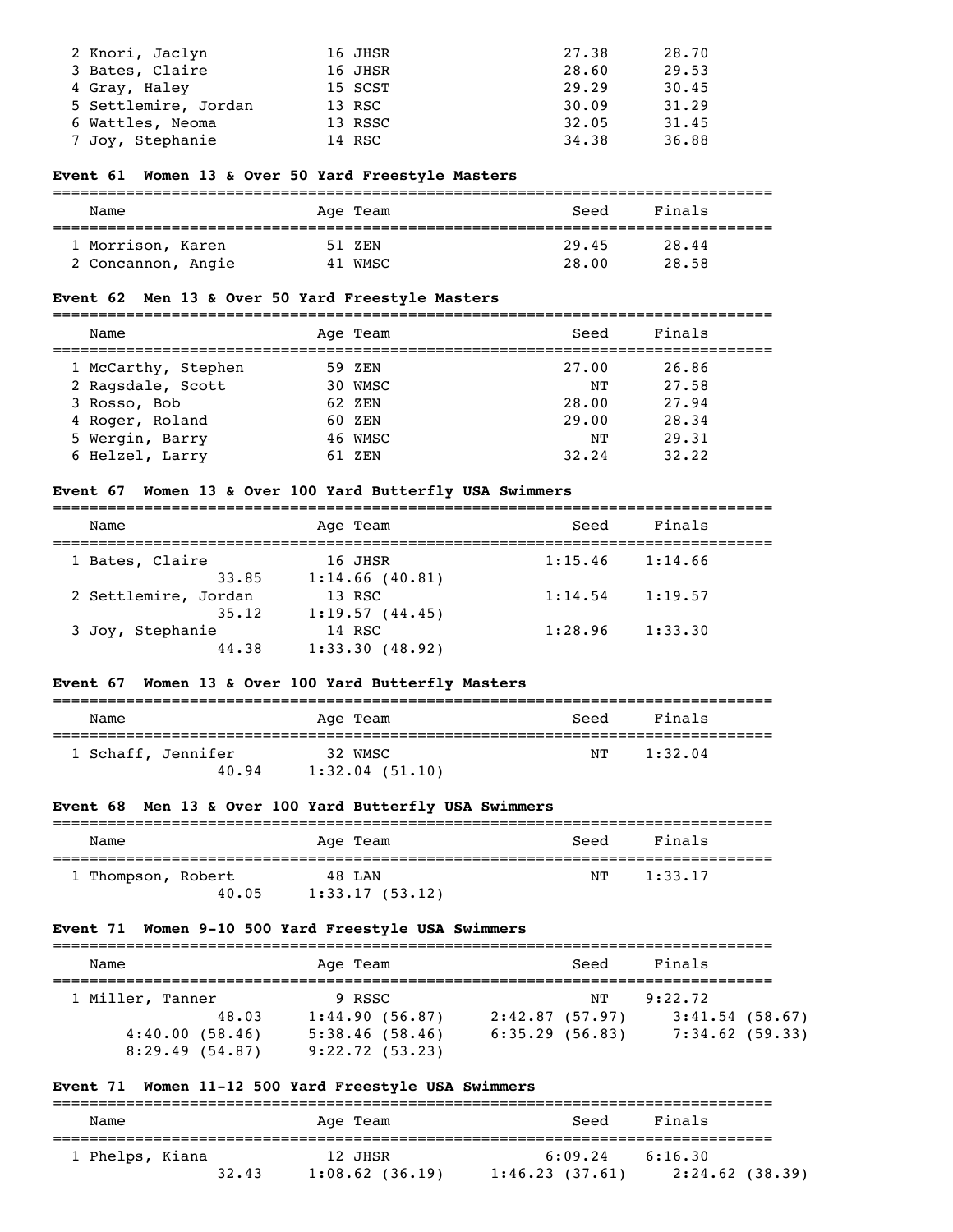| Name | Age | Team | Seed | Finals |
|---|---|---|---|---|
| 2 Knori, Jaclyn | 16 | JHSR | 27.38 | 28.70 |
| 3 Bates, Claire | 16 | JHSR | 28.60 | 29.53 |
| 4 Gray, Haley | 15 | SCST | 29.29 | 30.45 |
| 5 Settlemire, Jordan | 13 | RSC | 30.09 | 31.29 |
| 6 Wattles, Neoma | 13 | RSSC | 32.05 | 31.45 |
| 7 Joy, Stephanie | 14 | RSC | 34.38 | 36.88 |

**Event 61 Women 13 & Over 50 Yard Freestyle Masters**

| Name | Age | Team | Seed | Finals |
|---|---|---|---|---|
| 1 Morrison, Karen | 51 | ZEN | 29.45 | 28.44 |
| 2 Concannon, Angie | 41 | WMSC | 28.00 | 28.58 |

**Event 62 Men 13 & Over 50 Yard Freestyle Masters**

| Name | Age | Team | Seed | Finals |
|---|---|---|---|---|
| 1 McCarthy, Stephen | 59 | ZEN | 27.00 | 26.86 |
| 2 Ragsdale, Scott | 30 | WMSC | NT | 27.58 |
| 3 Rosso, Bob | 62 | ZEN | 28.00 | 27.94 |
| 4 Roger, Roland | 60 | ZEN | 29.00 | 28.34 |
| 5 Wergin, Barry | 46 | WMSC | NT | 29.31 |
| 6 Helzel, Larry | 61 | ZEN | 32.24 | 32.22 |

**Event 67 Women 13 & Over 100 Yard Butterfly USA Swimmers**

| Name | Age | Team | Seed | Finals |
|---|---|---|---|---|
| 1 Bates, Claire | 16 | JHSR | 1:15.46 | 1:14.66 |
| 33.85 | 1:14.66 (40.81) | | | |
| 2 Settlemire, Jordan | 13 | RSC | 1:14.54 | 1:19.57 |
| 35.12 | 1:19.57 (44.45) | | | |
| 3 Joy, Stephanie | 14 | RSC | 1:28.96 | 1:33.30 |
| 44.38 | 1:33.30 (48.92) | | | |

**Event 67 Women 13 & Over 100 Yard Butterfly Masters**

| Name | Age | Team | Seed | Finals |
|---|---|---|---|---|
| 1 Schaff, Jennifer | 32 | WMSC | NT | 1:32.04 |
| 40.94 | 1:32.04 (51.10) | | | |

**Event 68 Men 13 & Over 100 Yard Butterfly USA Swimmers**

| Name | Age | Team | Seed | Finals |
|---|---|---|---|---|
| 1 Thompson, Robert | 48 | LAN | NT | 1:33.17 |
| 40.05 | 1:33.17 (53.12) | | | |

**Event 71 Women 9-10 500 Yard Freestyle USA Swimmers**

| Name | Age | Team | Seed | Finals |
|---|---|---|---|---|
| 1 Miller, Tanner | 9 | RSSC | NT | 9:22.72 |
| 48.03 | 1:44.90 (56.87) | 2:42.87 (57.97) | 3:41.54 (58.67) | |
| 4:40.00 (58.46) | 5:38.46 (58.46) | 6:35.29 (56.83) | 7:34.62 (59.33) | |
| 8:29.49 (54.87) | 9:22.72 (53.23) | | | |

**Event 71 Women 11-12 500 Yard Freestyle USA Swimmers**

| Name | Age | Team | Seed | Finals |
|---|---|---|---|---|
| 1 Phelps, Kiana | 12 | JHSR | 6:09.24 | 6:16.30 |
| 32.43 | 1:08.62 (36.19) | 1:46.23 (37.61) | 2:24.62 (38.39) | |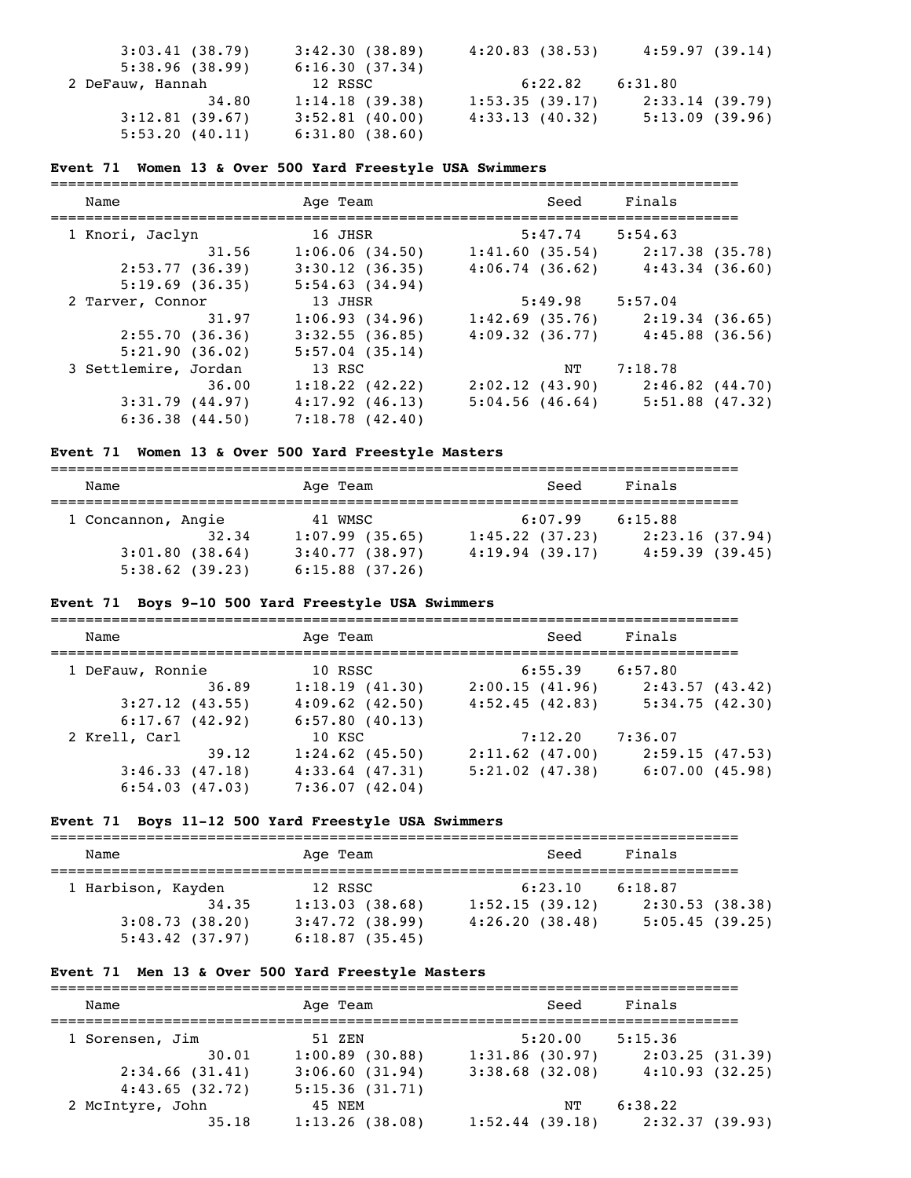```
      3:03.41 (38.79)     3:42.30 (38.89)     4:20.83 (38.53)     4:59.97 (39.14)
      5:38.96 (38.99)     6:16.30 (37.34)
  2 DeFauw, Hannah          12 RSSC                  6:22.82     6:31.80
                34.80     1:14.18 (39.38)     1:53.35 (39.17)     2:33.14 (39.79)
      3:12.81 (39.67)     3:52.81 (40.00)     4:33.13 (40.32)     5:13.09 (39.96)
      5:53.20 (40.11)     6:31.80 (38.60)
```

### Event 71 Women 13 & Over 500 Yard Freestyle USA Swimmers

```
===============================================================================
    Name                    Age Team                    Seed     Finals
===============================================================================
  1 Knori, Jaclyn           16 JHSR                  5:47.74     5:54.63
                31.56     1:06.06 (34.50)     1:41.60 (35.54)     2:17.38 (35.78)
      2:53.77 (36.39)     3:30.12 (36.35)     4:06.74 (36.62)     4:43.34 (36.60)
      5:19.69 (36.35)     5:54.63 (34.94)
  2 Tarver, Connor          13 JHSR                  5:49.98     5:57.04
                31.97     1:06.93 (34.96)     1:42.69 (35.76)     2:19.34 (36.65)
      2:55.70 (36.36)     3:32.55 (36.85)     4:09.32 (36.77)     4:45.88 (36.56)
      5:21.90 (36.02)     5:57.04 (35.14)
  3 Settlemire, Jordan      13 RSC                        NT     7:18.78
                36.00     1:18.22 (42.22)     2:02.12 (43.90)     2:46.82 (44.70)
      3:31.79 (44.97)     4:17.92 (46.13)     5:04.56 (46.64)     5:51.88 (47.32)
      6:36.38 (44.50)     7:18.78 (42.40)
```

### Event 71 Women 13 & Over 500 Yard Freestyle Masters

```
===============================================================================
    Name                    Age Team                    Seed     Finals
===============================================================================
  1 Concannon, Angie        41 WMSC                  6:07.99     6:15.88
                32.34     1:07.99 (35.65)     1:45.22 (37.23)     2:23.16 (37.94)
      3:01.80 (38.64)     3:40.77 (38.97)     4:19.94 (39.17)     4:59.39 (39.45)
      5:38.62 (39.23)     6:15.88 (37.26)
```

### Event 71 Boys 9-10 500 Yard Freestyle USA Swimmers

```
===============================================================================
    Name                    Age Team                    Seed     Finals
===============================================================================
  1 DeFauw, Ronnie          10 RSSC                  6:55.39     6:57.80
                36.89     1:18.19 (41.30)     2:00.15 (41.96)     2:43.57 (43.42)
      3:27.12 (43.55)     4:09.62 (42.50)     4:52.45 (42.83)     5:34.75 (42.30)
      6:17.67 (42.92)     6:57.80 (40.13)
  2 Krell, Carl             10 KSC                   7:12.20     7:36.07
                39.12     1:24.62 (45.50)     2:11.62 (47.00)     2:59.15 (47.53)
      3:46.33 (47.18)     4:33.64 (47.31)     5:21.02 (47.38)     6:07.00 (45.98)
      6:54.03 (47.03)     7:36.07 (42.04)
```

### Event 71 Boys 11-12 500 Yard Freestyle USA Swimmers

```
===============================================================================
    Name                    Age Team                    Seed     Finals
===============================================================================
  1 Harbison, Kayden        12 RSSC                  6:23.10     6:18.87
                34.35     1:13.03 (38.68)     1:52.15 (39.12)     2:30.53 (38.38)
      3:08.73 (38.20)     3:47.72 (38.99)     4:26.20 (38.48)     5:05.45 (39.25)
      5:43.42 (37.97)     6:18.87 (35.45)
```

### Event 71 Men 13 & Over 500 Yard Freestyle Masters

```
===============================================================================
    Name                    Age Team                    Seed     Finals
===============================================================================
  1 Sorensen, Jim           51 ZEN                   5:20.00     5:15.36
                30.01     1:00.89 (30.88)     1:31.86 (30.97)     2:03.25 (31.39)
      2:34.66 (31.41)     3:06.60 (31.94)     3:38.68 (32.08)     4:10.93 (32.25)
      4:43.65 (32.72)     5:15.36 (31.71)
  2 McIntyre, John          45 NEM                        NT     6:38.22
                35.18     1:13.26 (38.08)     1:52.44 (39.18)     2:32.37 (39.93)
```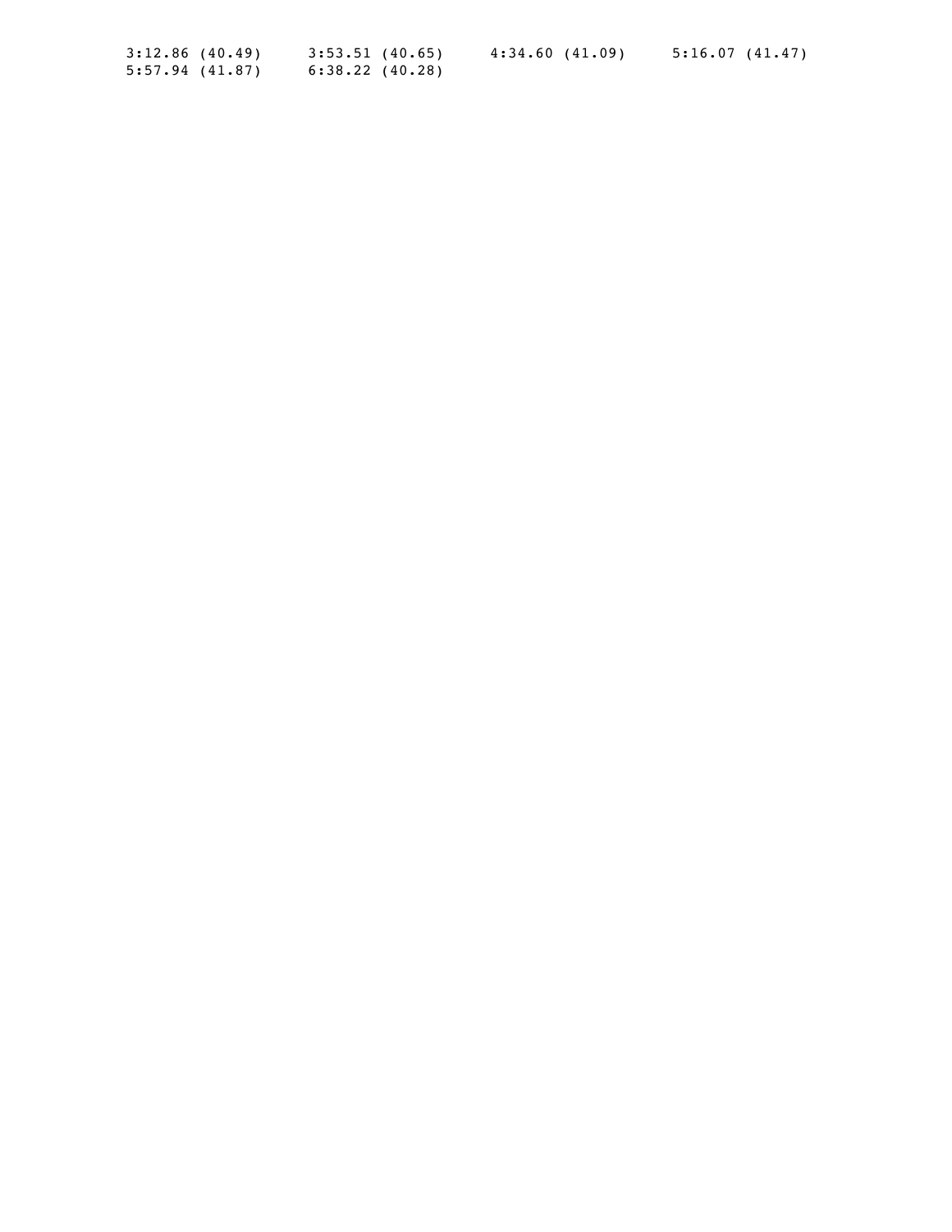| | | | |
|---|---|---|---|
| 3:12.86 (40.49) | 3:53.51 (40.65) | 4:34.60 (41.09) | 5:16.07 (41.47) |
| 5:57.94 (41.87) | 6:38.22 (40.28) | | |